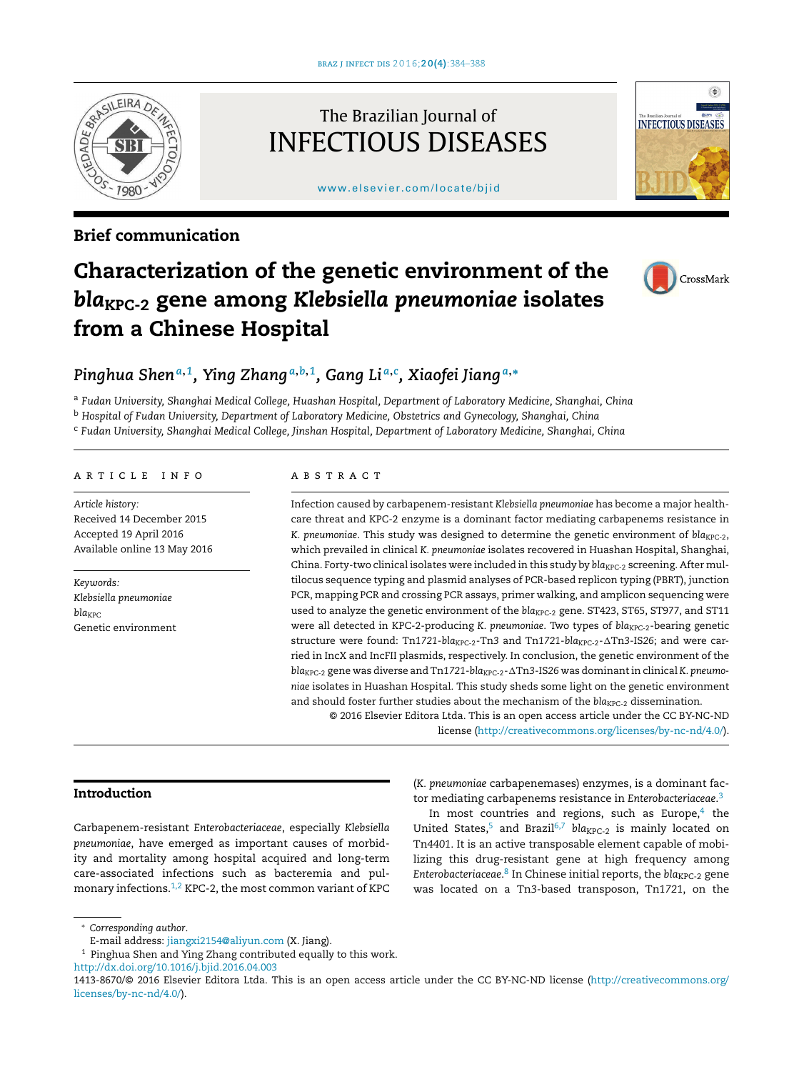Brief communication

# Characterization of the genetic environment of the $bla_{KPC-2}$ gene among *Klebsiella pneumoniae* isolates from a Chinese Hospital

*Pinghua Shen*[a,1], *Ying Zhang*[a,b,1], *Gang Li*[a,c], *Xiaofei Jiang*[a,*]

[a] *Fudan University, Shanghai Medical College, Huashan Hospital, Department of Laboratory Medicine, Shanghai, China*
[b] *Hospital of Fudan University, Department of Laboratory Medicine, Obstetrics and Gynecology, Shanghai, China*
[c] *Fudan University, Shanghai Medical College, Jinshan Hospital, Department of Laboratory Medicine, Shanghai, China*

## ARTICLE INFO

*Article history:*
Received 14 December 2015
Accepted 19 April 2016
Available online 13 May 2016

*Keywords:*
*Klebsiella pneumoniae*
$bla_{KPC}$
Genetic environment

## ABSTRACT

Infection caused by carbapenem-resistant *Klebsiella pneumoniae* has become a major healthcare threat and KPC-2 enzyme is a dominant factor mediating carbapenems resistance in *K. pneumoniae*. This study was designed to determine the genetic environment of $bla_{KPC-2}$, which prevailed in clinical *K. pneumoniae* isolates recovered in Huashan Hospital, Shanghai, China. Forty-two clinical isolates were included in this study by $bla_{KPC-2}$ screening. After multilocus sequence typing and plasmid analyses of PCR-based replicon typing (PBRT), junction PCR, mapping PCR and crossing PCR assays, primer walking, and amplicon sequencing were used to analyze the genetic environment of the $bla_{KPC-2}$ gene. ST423, ST65, ST977, and ST11 were all detected in KPC-2-producing *K. pneumoniae*. Two types of $bla_{KPC-2}$-bearing genetic structure were found: Tn*1721*-$bla_{KPC-2}$-Tn*3* and Tn*1721*-$bla_{KPC-2}$-ΔTn*3*-IS*26*; and were carried in IncX and IncFII plasmids, respectively. In conclusion, the genetic environment of the $bla_{KPC-2}$ gene was diverse and Tn*1721*-$bla_{KPC-2}$-ΔTn*3*-IS*26* was dominant in clinical *K. pneumoniae* isolates in Huashan Hospital. This study sheds some light on the genetic environment and should foster further studies about the mechanism of the $bla_{KPC-2}$ dissemination.

© 2016 Elsevier Editora Ltda. This is an open access article under the CC BY-NC-ND license (http://creativecommons.org/licenses/by-nc-nd/4.0/).

## Introduction

Carbapenem-resistant *Enterobacteriaceae*, especially *Klebsiella pneumoniae*, have emerged as important causes of morbidity and mortality among hospital acquired and long-term care-associated infections such as bacteremia and pulmonary infections.[1,2] KPC-2, the most common variant of KPC (*K. pneumoniae* carbapenemases) enzymes, is a dominant factor mediating carbapenems resistance in *Enterobacteriaceae*.[3]

In most countries and regions, such as Europe,[4] the United States,[5] and Brazil[6,7] $bla_{KPC-2}$ is mainly located on Tn*4401*. It is an active transposable element capable of mobilizing this drug-resistant gene at high frequency among *Enterobacteriaceae*.[8] In Chinese initial reports, the $bla_{KPC-2}$ gene was located on a Tn3-based transposon, Tn*1721*, on the

\* *Corresponding author.*
E-mail address: jiangxi2154@aliyun.com (X. Jiang).
[1] Pinghua Shen and Ying Zhang contributed equally to this work.
http://dx.doi.org/10.1016/j.bjid.2016.04.003
1413-8670/© 2016 Elsevier Editora Ltda. This is an open access article under the CC BY-NC-ND license (http://creativecommons.org/licenses/by-nc-nd/4.0/).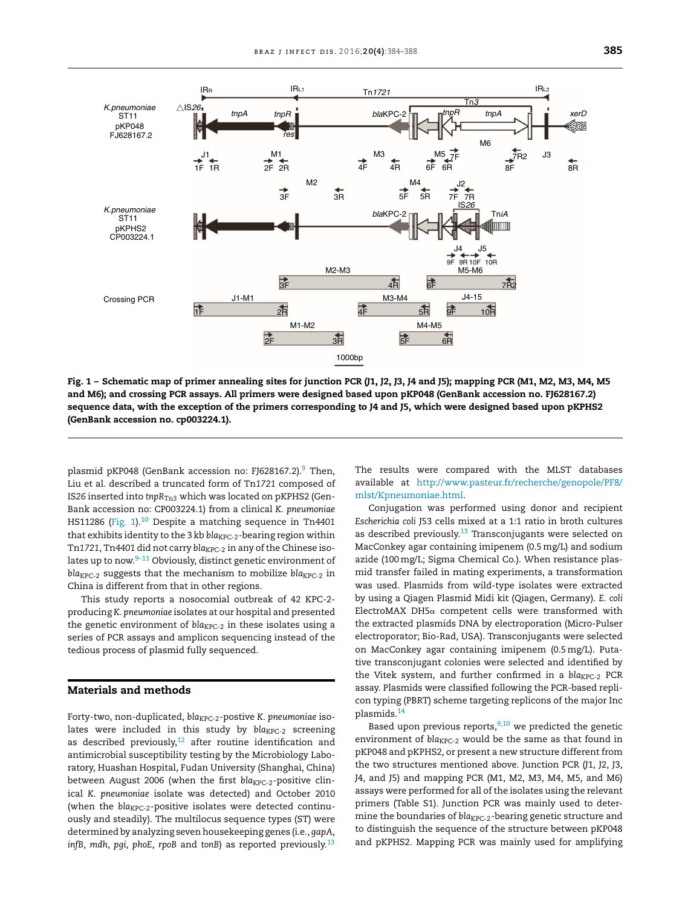Fig. 1 – Schematic map of primer annealing sites for junction PCR (J1, J2, J3, J4 and J5); mapping PCR (M1, M2, M3, M4, M5 and M6); and crossing PCR assays. All primers were designed based upon pKP048 (GenBank accession no. FJ628167.2) sequence data, with the exception of the primers corresponding to J4 and J5, which were designed based upon pKPHS2 (GenBank accession no. cp003224.1).

plasmid pKP048 (GenBank accession no: FJ628167.2).[9] Then, Liu et al. described a truncated form of Tn*1721* composed of IS*26* inserted into $tnpR_{Tn3}$ which was located on pKPHS2 (GenBank accession no: CP003224.1) from a clinical *K. pneumoniae* HS11286 (Fig. 1).[10] Despite a matching sequence in Tn*4401* that exhibits identity to the 3 kb $bla_{KPC-2}$-bearing region within Tn*1721*, Tn*4401* did not carry $bla_{KPC-2}$ in any of the Chinese isolates up to now.[9–11] Obviously, distinct genetic environment of $bla_{KPC-2}$ suggests that the mechanism to mobilize $bla_{KPC-2}$ in China is different from that in other regions.

This study reports a nosocomial outbreak of 42 KPC-2-producing *K. pneumoniae* isolates at our hospital and presented the genetic environment of $bla_{KPC-2}$ in these isolates using a series of PCR assays and amplicon sequencing instead of the tedious process of plasmid fully sequenced.

## Materials and methods

Forty-two, non-duplicated, $bla_{KPC-2}$-postive *K. pneumoniae* isolates were included in this study by $bla_{KPC-2}$ screening as described previously,[12] after routine identification and antimicrobial susceptibility testing by the Microbiology Laboratory, Huashan Hospital, Fudan University (Shanghai, China) between August 2006 (when the first $bla_{KPC-2}$-positive clinical *K. pneumoniae* isolate was detected) and October 2010 (when the $bla_{KPC-2}$-positive isolates were detected continuously and steadily). The multilocus sequence types (ST) were determined by analyzing seven housekeeping genes (i.e., *gapA*, *infB*, *mdh*, *pgi*, *phoE*, *rpoB* and *tonB*) as reported previously.[13] The results were compared with the MLST databases available at http://www.pasteur.fr/recherche/genopole/PF8/mlst/Kpneumoniae.html.

Conjugation was performed using donor and recipient *Escherichia coli* J53 cells mixed at a 1:1 ratio in broth cultures as described previously.[13] Transconjugants were selected on MacConkey agar containing imipenem (0.5 mg/L) and sodium azide (100 mg/L; Sigma Chemical Co.). When resistance plasmid transfer failed in mating experiments, a transformation was used. Plasmids from wild-type isolates were extracted by using a Qiagen Plasmid Midi kit (Qiagen, Germany). *E. coli* ElectroMAX DH5α competent cells were transformed with the extracted plasmids DNA by electroporation (Micro-Pulser electroporator; Bio-Rad, USA). Transconjugants were selected on MacConkey agar containing imipenem (0.5 mg/L). Putative transconjugant colonies were selected and identified by the Vitek system, and further confirmed in a $bla_{KPC-2}$ PCR assay. Plasmids were classified following the PCR-based replicon typing (PBRT) scheme targeting replicons of the major Inc plasmids.[14]

Based upon previous reports,[9,10] we predicted the genetic environment of $bla_{KPC-2}$ would be the same as that found in pKP048 and pKPHS2, or present a new structure different from the two structures mentioned above. Junction PCR (J1, J2, J3, J4, and J5) and mapping PCR (M1, M2, M3, M4, M5, and M6) assays were performed for all of the isolates using the relevant primers (Table S1). Junction PCR was mainly used to determine the boundaries of $bla_{KPC-2}$-bearing genetic structure and to distinguish the sequence of the structure between pKP048 and pKPHS2. Mapping PCR was mainly used for amplifying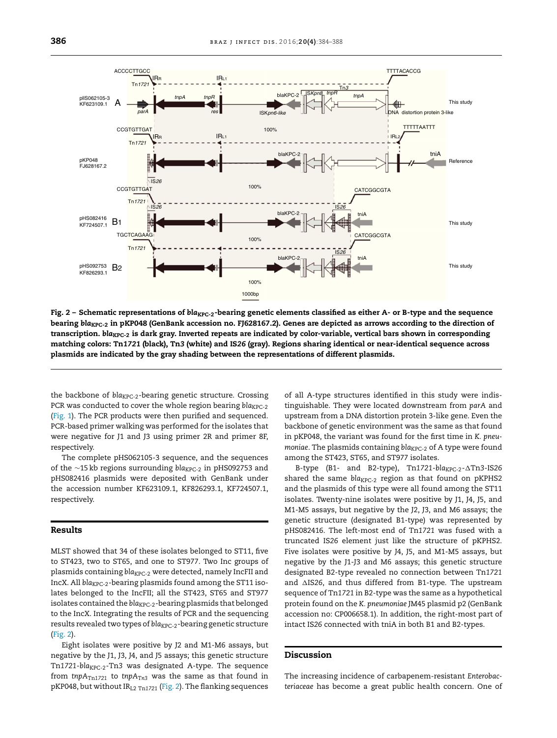**Fig. 2 – Schematic representations of *bla*$_{KPC-2}$-bearing genetic elements classified as either A- or B-type and the sequence bearing *bla*$_{KPC-2}$ in pKP048 (GenBank accession no. FJ628167.2). Genes are depicted as arrows according to the direction of transcription. *bla*$_{KPC-2}$ is dark gray. Inverted repeats are indicated by color-variable, vertical bars shown in corresponding matching colors: Tn*1721* (black), Tn*3* (white) and IS*26* (gray). Regions sharing identical or near-identical sequence across plasmids are indicated by the gray shading between the representations of different plasmids.**

the backbone of *bla*$_{KPC-2}$-bearing genetic structure. Crossing PCR was conducted to cover the whole region bearing *bla*$_{KPC-2}$ (Fig. 1). The PCR products were then purified and sequenced. PCR-based primer walking was performed for the isolates that were negative for J1 and J3 using primer 2R and primer 8F, respectively.

The complete pHS062105-3 sequence, and the sequences of the ~15 kb regions surrounding *bla*$_{KPC}$ in pHS092753 and pHS082416 plasmids were deposited with GenBank under the accession number KF623109.1, KF826293.1, KF724507.1, respectively.

## Results

MLST showed that 34 of these isolates belonged to ST11, five to ST423, two to ST65, and one to ST977. Two Inc groups of plasmids containing *bla*$_{KPC-2}$ were detected, namely IncFII and IncX. All *bla*$_{KPC-2}$-bearing plasmids found among the ST11 isolates belonged to the IncFII; all the ST423, ST65 and ST977 isolates contained the *bla*$_{KPC-2}$-bearing plasmids that belonged to the IncX. Integrating the results of PCR and the sequencing results revealed two types of *bla*$_{KPC-2}$-bearing genetic structure (Fig. 2).

Eight isolates were positive by J2 and M1-M6 assays, but negative by the J1, J3, J4, and J5 assays; this genetic structure Tn*1721*-*bla*$_{KPC-2}$-Tn*3* was designated A-type. The sequence from *tnpA*$_{Tn1721}$ to *tnpA*$_{Tn3}$ was the same as that found in pKP048, but without IR$_{L2\ Tn1721}$ (Fig. 2). The flanking sequences of all A-type structures identified in this study were indistinguishable. They were located downstream from *parA* and upstream from a DNA distortion protein 3-like gene. Even the backbone of genetic environment was the same as that found in pKP048, the variant was found for the first time in *K. pneumoniae*. The plasmids containing *bla*$_{KPC-2}$ of A type were found among the ST423, ST65, and ST977 isolates.

B-type (B1- and B2-type), Tn*1721*-*bla*$_{KPC-2}$-ΔTn*3*-IS*26* shared the same *bla*$_{KPC-2}$ region as that found on pKPHS2 and the plasmids of this type were all found among the ST11 isolates. Twenty-nine isolates were positive by J1, J4, J5, and M1-M5 assays, but negative by the J2, J3, and M6 assays; the genetic structure (designated B1-type) was represented by pHS082416. The left-most end of Tn*1721* was fused with a truncated IS*26* element just like the structure of pKPHS2. Five isolates were positive by J4, J5, and M1-M5 assays, but negative by the J1-J3 and M6 assays; this genetic structure designated B2-type revealed no connection between Tn*1721* and ΔIS*26*, and thus differed from B1-type. The upstream sequence of Tn*1721* in B2-type was the same as a hypothetical protein found on the *K. pneumoniae* JM45 plasmid p2 (GenBank accession no: CP006658.1). In addition, the right-most part of intact IS*26* connected with tniA in both B1 and B2-types.

## Discussion

The increasing incidence of carbapenem-resistant *Enterobacteriaceae* has become a great public health concern. One of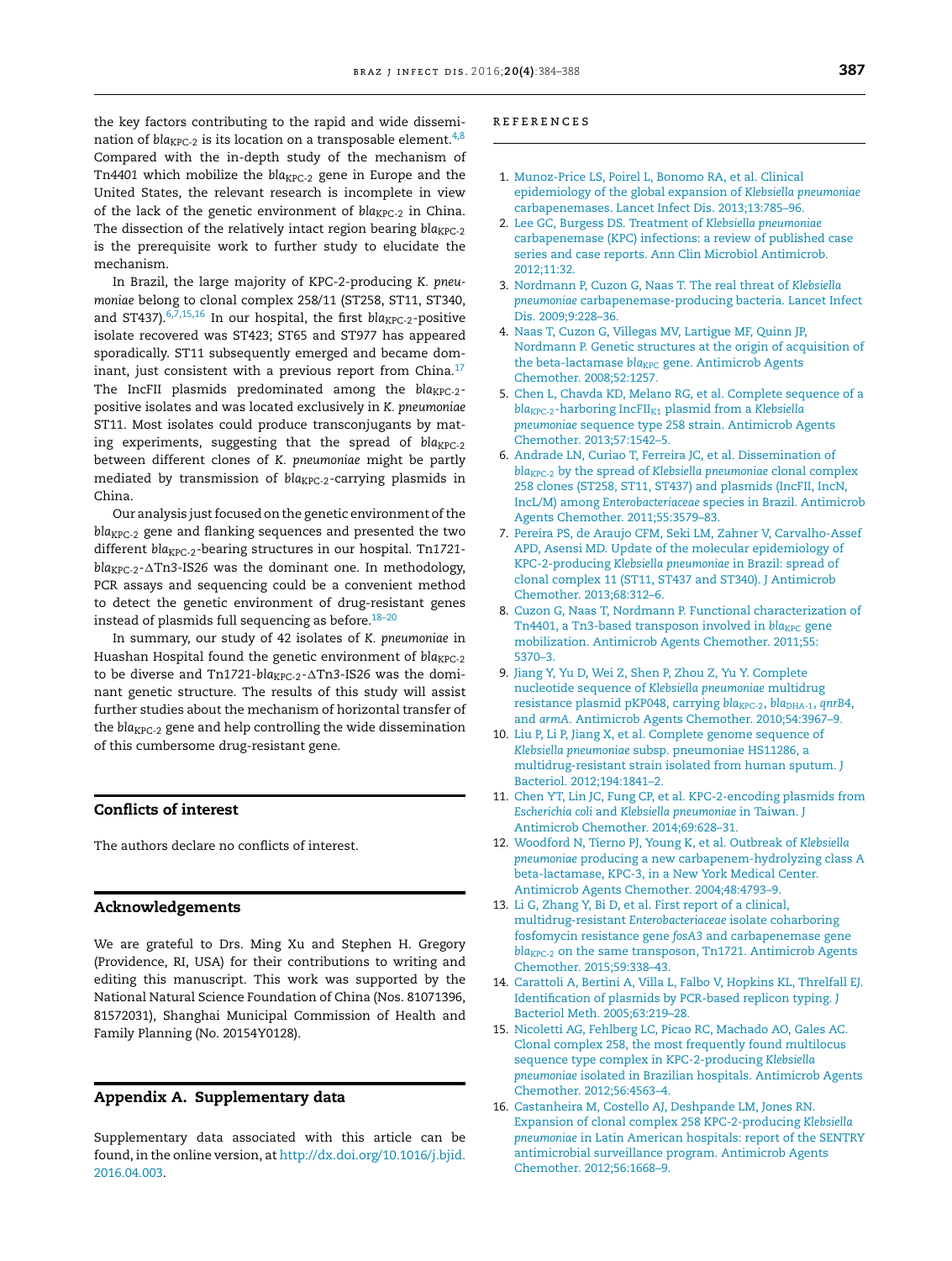the key factors contributing to the rapid and wide dissemination of *bla*$_{KPC-2}$ is its location on a transposable element.[4,8] Compared with the in-depth study of the mechanism of Tn*4401* which mobilize the *bla*$_{KPC-2}$ gene in Europe and the United States, the relevant research is incomplete in view of the lack of the genetic environment of *bla*$_{KPC-2}$ in China. The dissection of the relatively intact region bearing *bla*$_{KPC-2}$ is the prerequisite work to further study to elucidate the mechanism.

In Brazil, the large majority of KPC-2-producing *K. pneumoniae* belong to clonal complex 258/11 (ST258, ST11, ST340, and ST437).[6,7,15,16] In our hospital, the first *bla*$_{KPC-2}$-positive isolate recovered was ST423; ST65 and ST977 has appeared sporadically. ST11 subsequently emerged and became dominant, just consistent with a previous report from China.[17] The IncFII plasmids predominated among the *bla*$_{KPC-2}$-positive isolates and was located exclusively in *K. pneumoniae* ST11. Most isolates could produce transconjugants by mating experiments, suggesting that the spread of *bla*$_{KPC-2}$ between different clones of *K. pneumoniae* might be partly mediated by transmission of *bla*$_{KPC-2}$-carrying plasmids in China.

Our analysis just focused on the genetic environment of the *bla*$_{KPC-2}$ gene and flanking sequences and presented the two different *bla*$_{KPC-2}$-bearing structures in our hospital. Tn*1721*-*bla*$_{KPC-2}$-ΔTn*3*-IS*26* was the dominant one. In methodology, PCR assays and sequencing could be a convenient method to detect the genetic environment of drug-resistant genes instead of plasmids full sequencing as before.[18–20]

In summary, our study of 42 isolates of *K. pneumoniae* in Huashan Hospital found the genetic environment of *bla*$_{KPC-2}$ to be diverse and Tn*1721*-*bla*$_{KPC-2}$-ΔTn*3*-IS*26* was the dominant genetic structure. The results of this study will assist further studies about the mechanism of horizontal transfer of the *bla*$_{KPC-2}$ gene and help controlling the wide dissemination of this cumbersome drug-resistant gene.

## Conflicts of interest

The authors declare no conflicts of interest.

## Acknowledgements

We are grateful to Drs. Ming Xu and Stephen H. Gregory (Providence, RI, USA) for their contributions to writing and editing this manuscript. This work was supported by the National Natural Science Foundation of China (Nos. 81071396, 81572031), Shanghai Municipal Commission of Health and Family Planning (No. 20154Y0128).

## Appendix A. Supplementary data

Supplementary data associated with this article can be found, in the online version, at http://dx.doi.org/10.1016/j.bjid.2016.04.003.

## REFERENCES

1. Munoz-Price LS, Poirel L, Bonomo RA, et al. Clinical epidemiology of the global expansion of *Klebsiella pneumoniae* carbapenemases. Lancet Infect Dis. 2013;13:785–96.
2. Lee GC, Burgess DS. Treatment of *Klebsiella pneumoniae* carbapenemase (KPC) infections: a review of published case series and case reports. Ann Clin Microbiol Antimicrob. 2012;11:32.
3. Nordmann P, Cuzon G, Naas T. The real threat of *Klebsiella pneumoniae* carbapenemase-producing bacteria. Lancet Infect Dis. 2009;9:228–36.
4. Naas T, Cuzon G, Villegas MV, Lartigue MF, Quinn JP, Nordmann P. Genetic structures at the origin of acquisition of the beta-lactamase *bla*$_{KPC}$ gene. Antimicrob Agents Chemother. 2008;52:1257.
5. Chen L, Chavda KD, Melano RG, et al. Complete sequence of a *bla*$_{KPC-2}$-harboring IncFII$_{K1}$ plasmid from a *Klebsiella pneumoniae* sequence type 258 strain. Antimicrob Agents Chemother. 2013;57:1542–5.
6. Andrade LN, Curiao T, Ferreira JC, et al. Dissemination of *bla*$_{KPC-2}$ by the spread of *Klebsiella pneumoniae* clonal complex 258 clones (ST258, ST11, ST437) and plasmids (IncFII, IncN, IncL/M) among *Enterobacteriaceae* species in Brazil. Antimicrob Agents Chemother. 2011;55:3579–83.
7. Pereira PS, de Araujo CFM, Seki LM, Zahner V, Carvalho-Assef APD, Asensi MD. Update of the molecular epidemiology of KPC-2-producing *Klebsiella pneumoniae* in Brazil: spread of clonal complex 11 (ST11, ST437 and ST340). J Antimicrob Chemother. 2013;68:312–6.
8. Cuzon G, Naas T, Nordmann P. Functional characterization of Tn4401, a Tn3-based transposon involved in *bla*$_{KPC}$ gene mobilization. Antimicrob Agents Chemother. 2011;55: 5370–3.
9. Jiang Y, Yu D, Wei Z, Shen P, Zhou Z, Yu Y. Complete nucleotide sequence of *Klebsiella pneumoniae* multidrug resistance plasmid pKP048, carrying *bla*$_{KPC-2}$, *bla*$_{DHA-1}$, *qnrB4*, and *armA*. Antimicrob Agents Chemother. 2010;54:3967–9.
10. Liu P, Li P, Jiang X, et al. Complete genome sequence of *Klebsiella pneumoniae* subsp. pneumoniae HS11286, a multidrug-resistant strain isolated from human sputum. J Bacteriol. 2012;194:1841–2.
11. Chen YT, Lin JC, Fung CP, et al. KPC-2-encoding plasmids from *Escherichia coli* and *Klebsiella pneumoniae* in Taiwan. J Antimicrob Chemother. 2014;69:628–31.
12. Woodford N, Tierno PJ, Young K, et al. Outbreak of *Klebsiella pneumoniae* producing a new carbapenem-hydrolyzing class A beta-lactamase, KPC-3, in a New York Medical Center. Antimicrob Agents Chemother. 2004;48:4793–9.
13. Li G, Zhang Y, Bi D, et al. First report of a clinical, multidrug-resistant *Enterobacteriaceae* isolate coharboring fosfomycin resistance gene *fosA3* and carbapenemase gene *bla*$_{KPC-2}$ on the same transposon, Tn1721. Antimicrob Agents Chemother. 2015;59:338–43.
14. Carattoli A, Bertini A, Villa L, Falbo V, Hopkins KL, Threlfall EJ. Identification of plasmids by PCR-based replicon typing. J Bacteriol Meth. 2005;63:219–28.
15. Nicoletti AG, Fehlberg LC, Picao RC, Machado AO, Gales AC. Clonal complex 258, the most frequently found multilocus sequence type complex in KPC-2-producing *Klebsiella pneumoniae* isolated in Brazilian hospitals. Antimicrob Agents Chemother. 2012;56:4563–4.
16. Castanheira M, Costello AJ, Deshpande LM, Jones RN. Expansion of clonal complex 258 KPC-2-producing *Klebsiella pneumoniae* in Latin American hospitals: report of the SENTRY antimicrobial surveillance program. Antimicrob Agents Chemother. 2012;56:1668–9.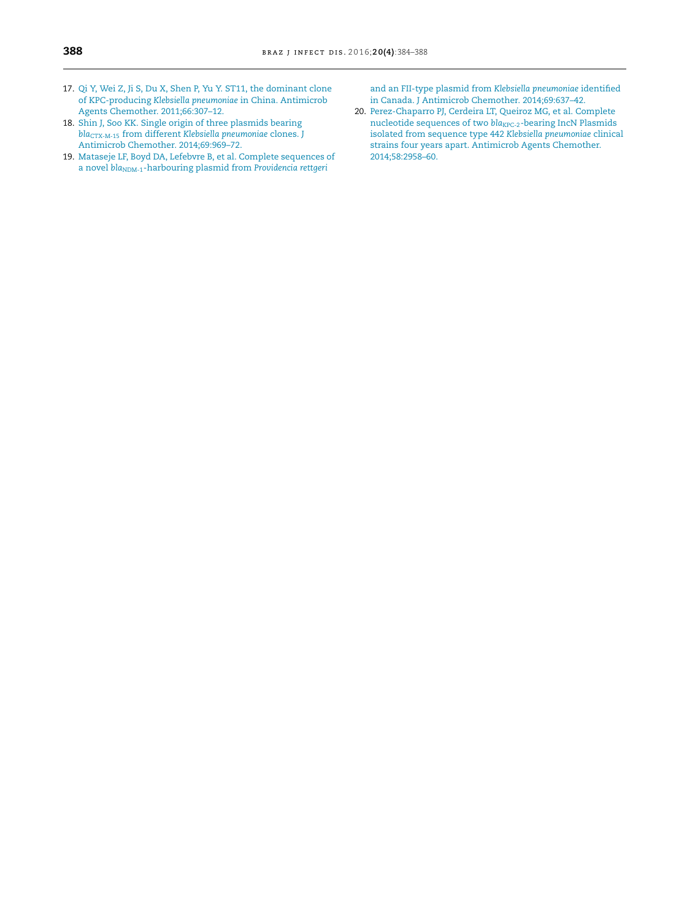17. Qi Y, Wei Z, Ji S, Du X, Shen P, Yu Y. ST11, the dominant clone of KPC-producing *Klebsiella pneumoniae* in China. Antimicrob Agents Chemother. 2011;66:307–12.
18. Shin J, Soo KK. Single origin of three plasmids bearing *bla*$_{CTX-M-15}$ from different *Klebsiella pneumoniae* clones. J Antimicrob Chemother. 2014;69:969–72.
19. Mataseje LF, Boyd DA, Lefebvre B, et al. Complete sequences of a novel *bla*$_{NDM-1}$-harbouring plasmid from *Providencia rettgeri* and an FII-type plasmid from *Klebsiella pneumoniae* identified in Canada. J Antimicrob Chemother. 2014;69:637–42.
20. Perez-Chaparro PJ, Cerdeira LT, Queiroz MG, et al. Complete nucleotide sequences of two *bla*$_{KPC-2}$-bearing IncN Plasmids isolated from sequence type 442 *Klebsiella pneumoniae* clinical strains four years apart. Antimicrob Agents Chemother. 2014;58:2958–60.